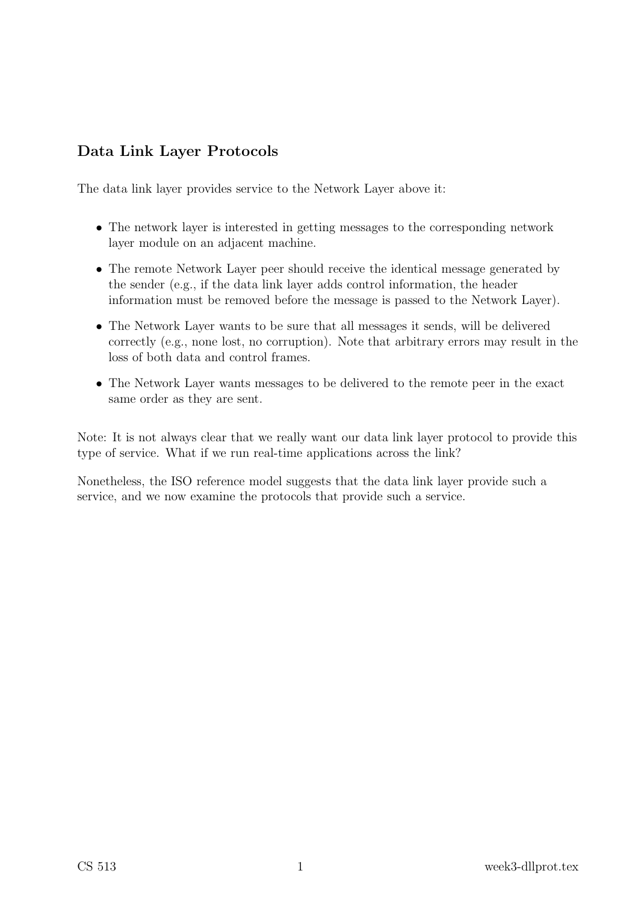## Data Link Layer Protocols

The data link layer provides service to the Network Layer above it:

- The network layer is interested in getting messages to the corresponding network layer module on an adjacent machine.
- The remote Network Layer peer should receive the identical message generated by the sender (e.g., if the data link layer adds control information, the header information must be removed before the message is passed to the Network Layer).
- The Network Layer wants to be sure that all messages it sends, will be delivered correctly (e.g., none lost, no corruption). Note that arbitrary errors may result in the loss of both data and control frames.
- The Network Layer wants messages to be delivered to the remote peer in the exact same order as they are sent.

Note: It is not always clear that we really want our data link layer protocol to provide this type of service. What if we run real-time applications across the link?

Nonetheless, the ISO reference model suggests that the data link layer provide such a service, and we now examine the protocols that provide such a service.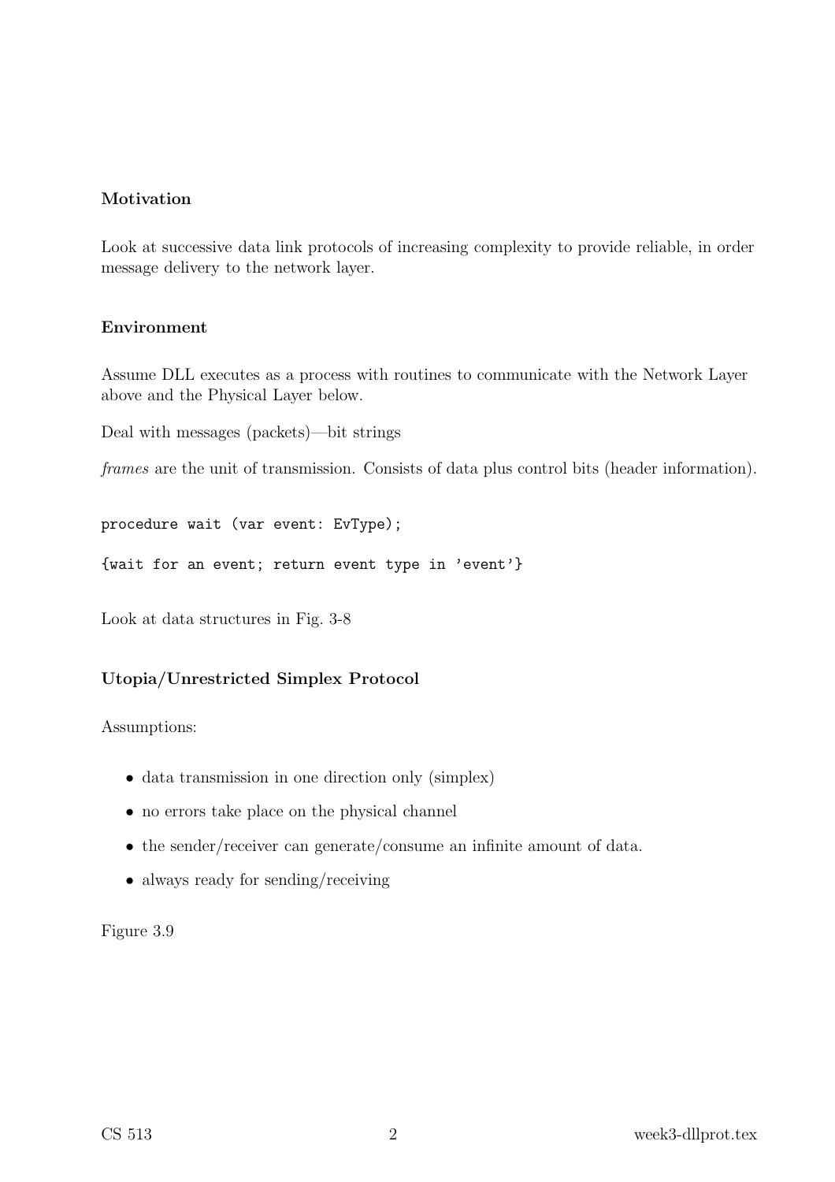**Motivation**

Look at successive data link protocols of increasing complexity to provide reliable, in order message delivery to the network layer.

**Environment**

Assume DLL executes as a process with routines to communicate with the Network Layer above and the Physical Layer below.

Deal with messages (packets)—bit strings

*frames* are the unit of transmission. Consists of data plus control bits (header information).

```
procedure wait (var event: EvType);

{wait for an event; return event type in 'event'}
```

Look at data structures in Fig. 3-8

**Utopia/Unrestricted Simplex Protocol**

Assumptions:

- data transmission in one direction only (simplex)
- no errors take place on the physical channel
- the sender/receiver can generate/consume an infinite amount of data.
- always ready for sending/receiving

Figure 3.9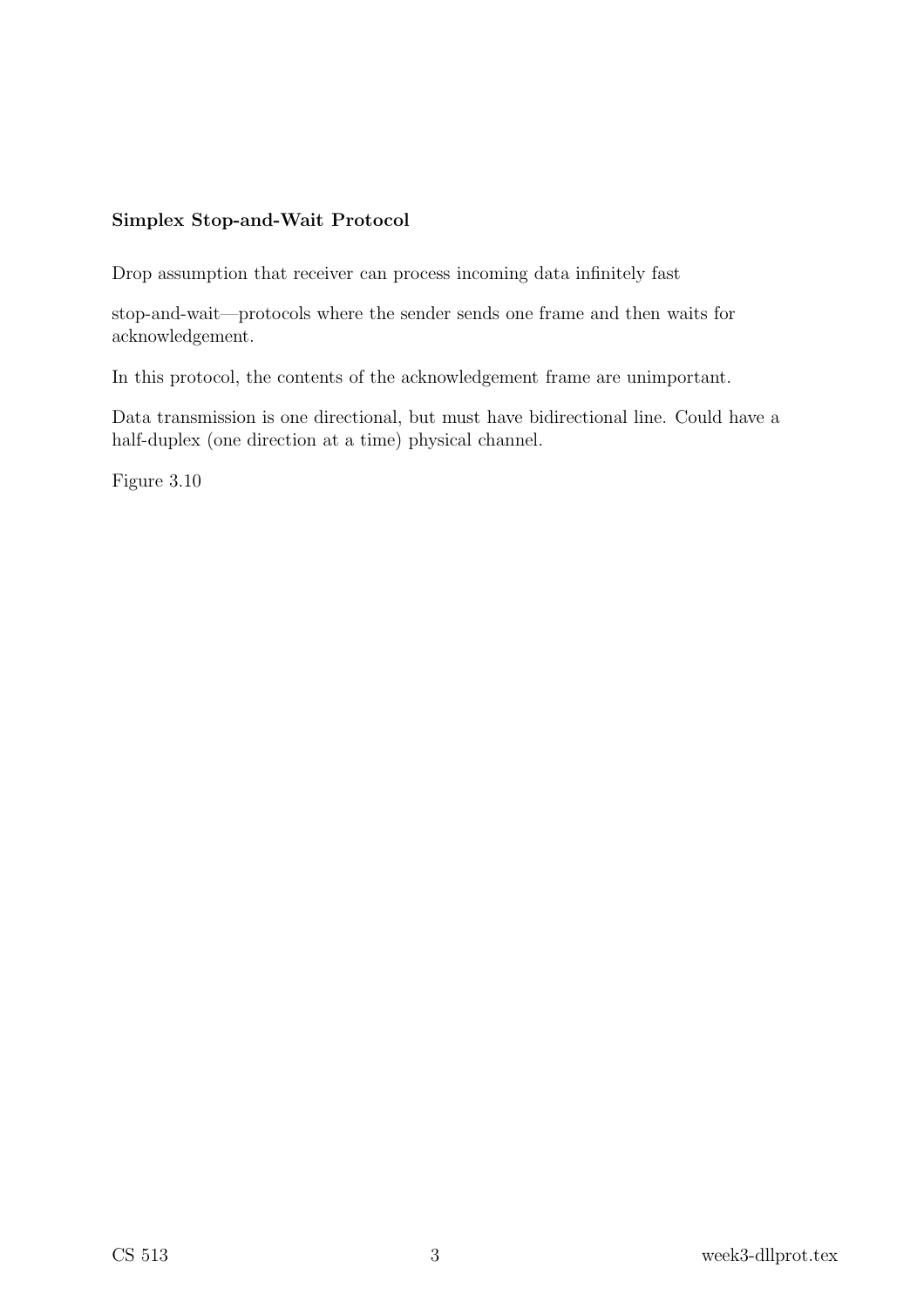### Simplex Stop-and-Wait Protocol

Drop assumption that receiver can process incoming data infinitely fast

stop-and-wait—protocols where the sender sends one frame and then waits for acknowledgement.

In this protocol, the contents of the acknowledgement frame are unimportant.

Data transmission is one directional, but must have bidirectional line. Could have a half-duplex (one direction at a time) physical channel.

Figure 3.10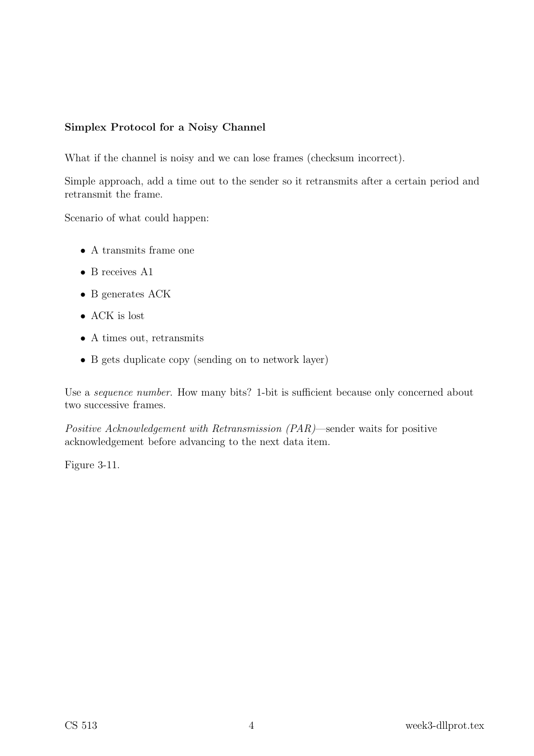**Simplex Protocol for a Noisy Channel**

What if the channel is noisy and we can lose frames (checksum incorrect).

Simple approach, add a time out to the sender so it retransmits after a certain period and retransmit the frame.

Scenario of what could happen:

- A transmits frame one
- B receives A1
- B generates ACK
- ACK is lost
- A times out, retransmits
- B gets duplicate copy (sending on to network layer)

Use a *sequence number*. How many bits? 1-bit is sufficient because only concerned about two successive frames.

*Positive Acknowledgement with Retransmission (PAR)*—sender waits for positive acknowledgement before advancing to the next data item.

Figure 3-11.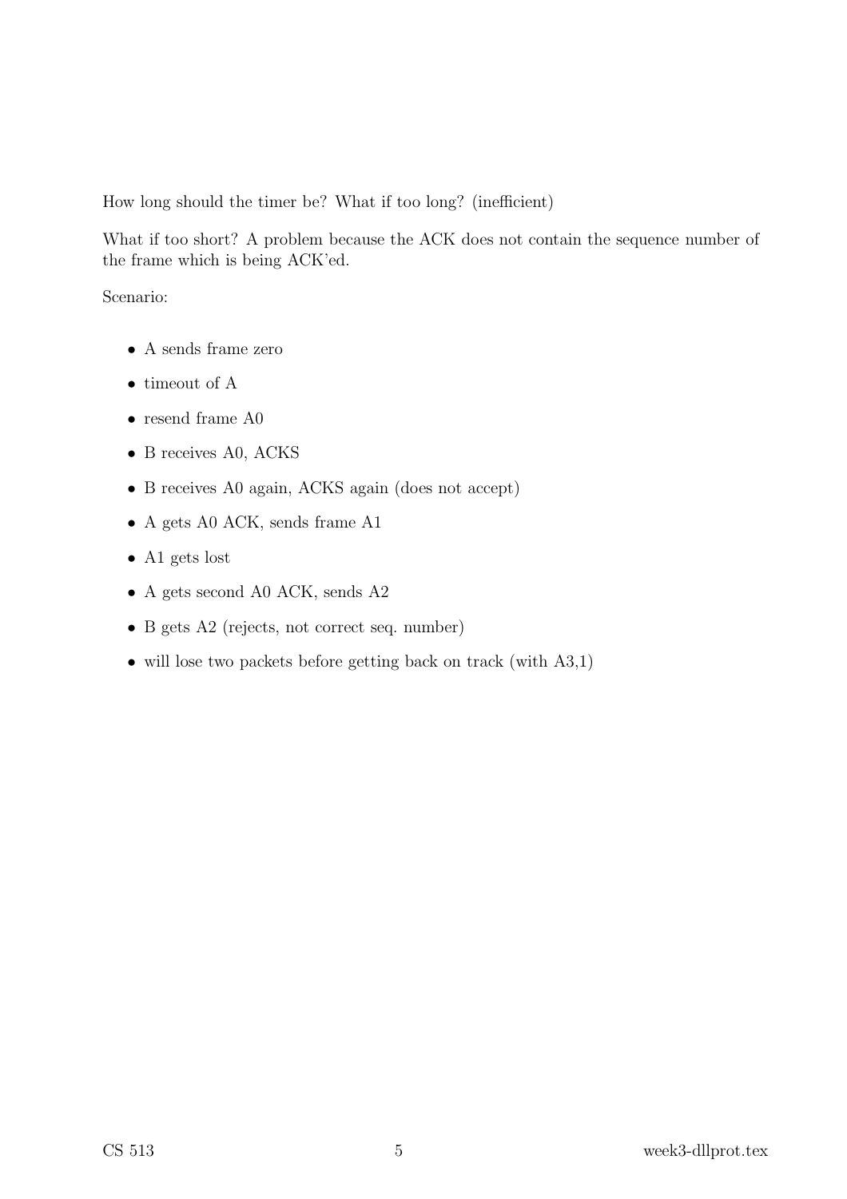How long should the timer be? What if too long? (inefficient)

What if too short? A problem because the ACK does not contain the sequence number of the frame which is being ACK'ed.

Scenario:

- A sends frame zero
- timeout of A
- resend frame A0
- B receives A0, ACKS
- B receives A0 again, ACKS again (does not accept)
- A gets A0 ACK, sends frame A1
- A1 gets lost
- A gets second A0 ACK, sends A2
- B gets A2 (rejects, not correct seq. number)
- will lose two packets before getting back on track (with A3,1)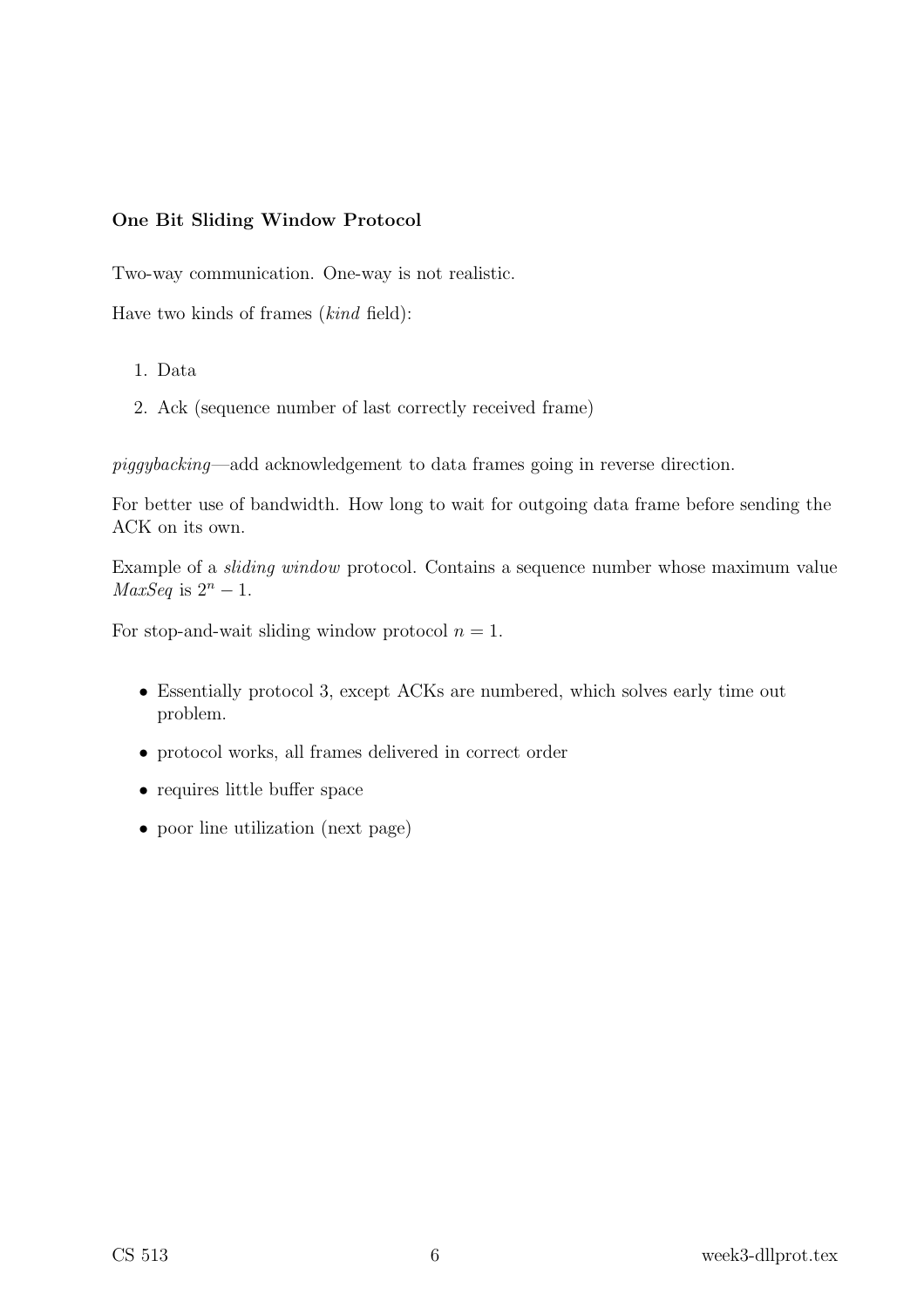**One Bit Sliding Window Protocol**

Two-way communication. One-way is not realistic.

Have two kinds of frames (*kind* field):

1. Data
2. Ack (sequence number of last correctly received frame)

*piggybacking*—add acknowledgement to data frames going in reverse direction.

For better use of bandwidth. How long to wait for outgoing data frame before sending the ACK on its own.

Example of a *sliding window* protocol. Contains a sequence number whose maximum value *MaxSeq* is $2^n - 1$.

For stop-and-wait sliding window protocol $n = 1$.

- Essentially protocol 3, except ACKs are numbered, which solves early time out problem.
- protocol works, all frames delivered in correct order
- requires little buffer space
- poor line utilization (next page)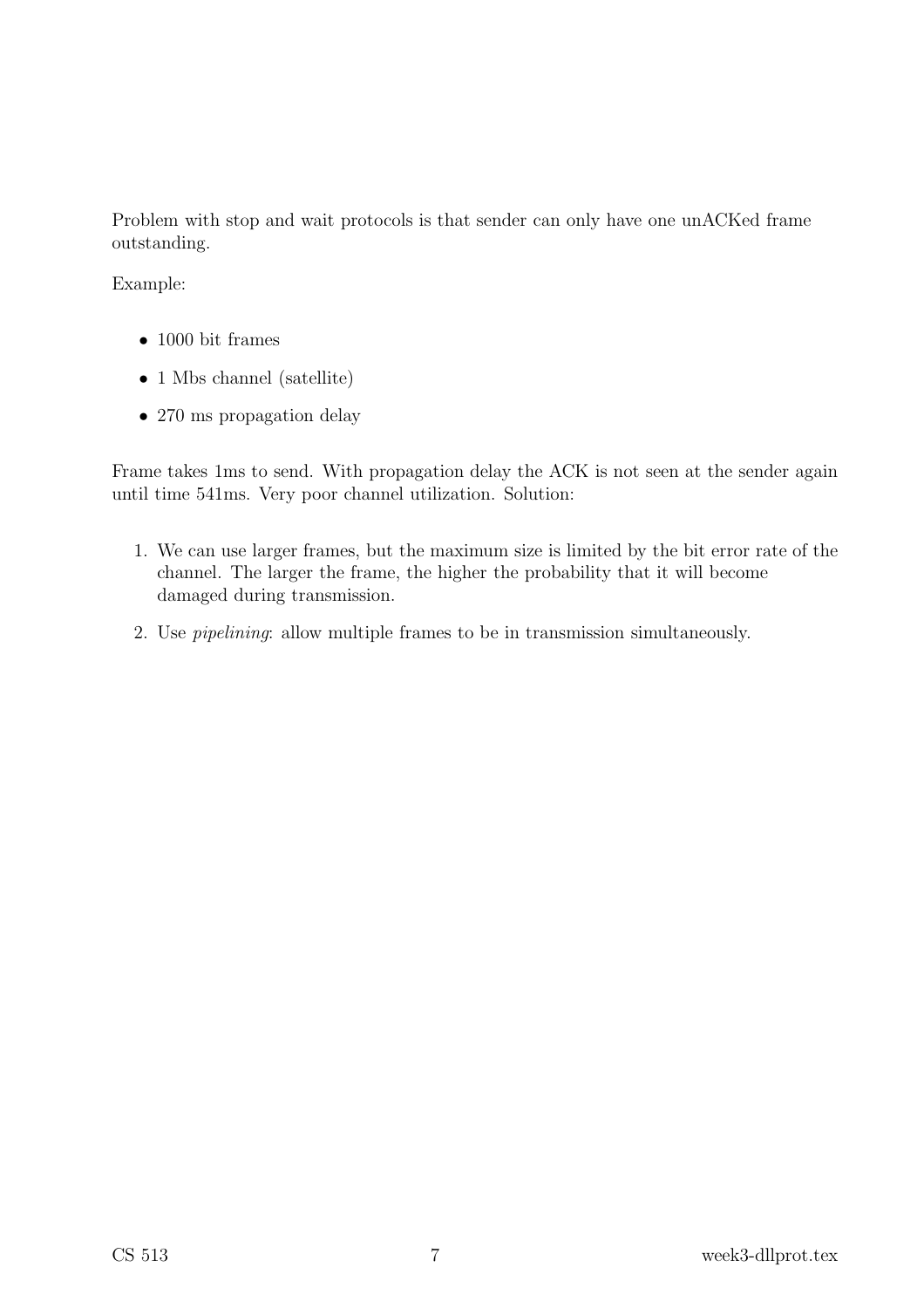Problem with stop and wait protocols is that sender can only have one unACKed frame outstanding.

Example:

- 1000 bit frames
- 1 Mbs channel (satellite)
- 270 ms propagation delay

Frame takes 1ms to send. With propagation delay the ACK is not seen at the sender again until time 541ms. Very poor channel utilization. Solution:

1. We can use larger frames, but the maximum size is limited by the bit error rate of the channel. The larger the frame, the higher the probability that it will become damaged during transmission.
2. Use *pipelining*: allow multiple frames to be in transmission simultaneously.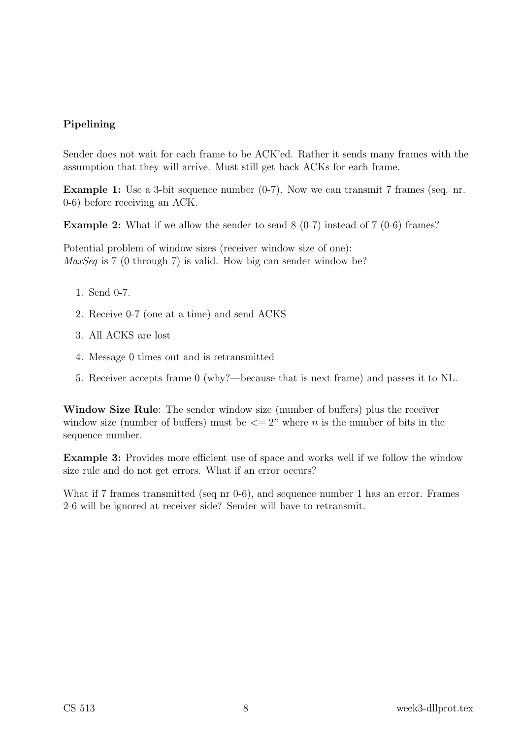### Pipelining

Sender does not wait for each frame to be ACK'ed. Rather it sends many frames with the assumption that they will arrive. Must still get back ACKs for each frame.

**Example 1:** Use a 3-bit sequence number (0-7). Now we can transmit 7 frames (seq. nr. 0-6) before receiving an ACK.

**Example 2:** What if we allow the sender to send 8 (0-7) instead of 7 (0-6) frames?

Potential problem of window sizes (receiver window size of one):
*MaxSeq* is 7 (0 through 7) is valid. How big can sender window be?

1. Send 0-7.
2. Receive 0-7 (one at a time) and send ACKS
3. All ACKS are lost
4. Message 0 times out and is retransmitted
5. Receiver accepts frame 0 (why?—because that is next frame) and passes it to NL.

**Window Size Rule**: The sender window size (number of buffers) plus the receiver window size (number of buffers) must be $<= 2^n$ where $n$ is the number of bits in the sequence number.

**Example 3:** Provides more efficient use of space and works well if we follow the window size rule and do not get errors. What if an error occurs?

What if 7 frames transmitted (seq nr 0-6), and sequence number 1 has an error. Frames 2-6 will be ignored at receiver side? Sender will have to retransmit.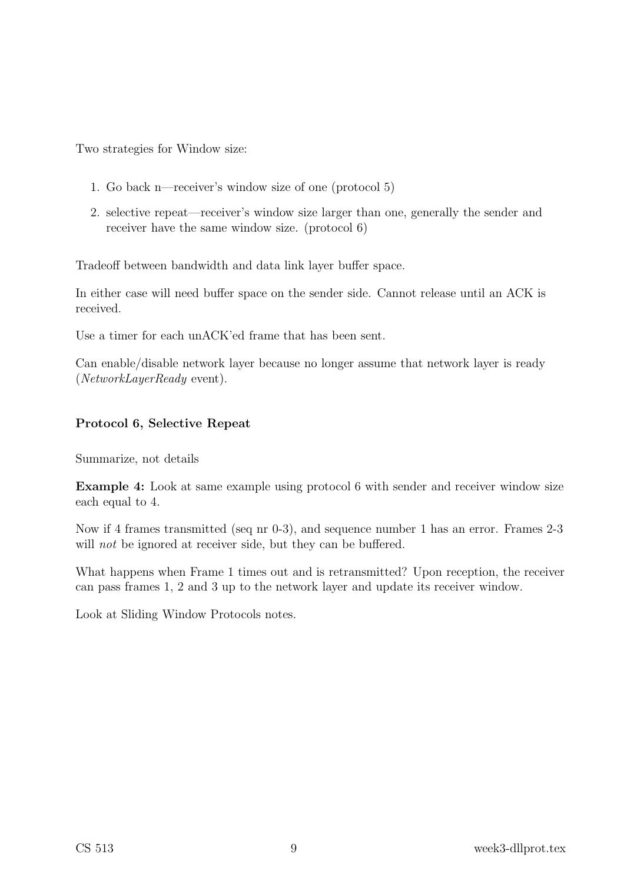Two strategies for Window size:

1. Go back n—receiver's window size of one (protocol 5)
2. selective repeat—receiver's window size larger than one, generally the sender and receiver have the same window size. (protocol 6)

Tradeoff between bandwidth and data link layer buffer space.

In either case will need buffer space on the sender side. Cannot release until an ACK is received.

Use a timer for each unACK'ed frame that has been sent.

Can enable/disable network layer because no longer assume that network layer is ready (*NetworkLayerReady* event).

### Protocol 6, Selective Repeat

Summarize, not details

**Example 4:** Look at same example using protocol 6 with sender and receiver window size each equal to 4.

Now if 4 frames transmitted (seq nr 0-3), and sequence number 1 has an error. Frames 2-3 will *not* be ignored at receiver side, but they can be buffered.

What happens when Frame 1 times out and is retransmitted? Upon reception, the receiver can pass frames 1, 2 and 3 up to the network layer and update its receiver window.

Look at Sliding Window Protocols notes.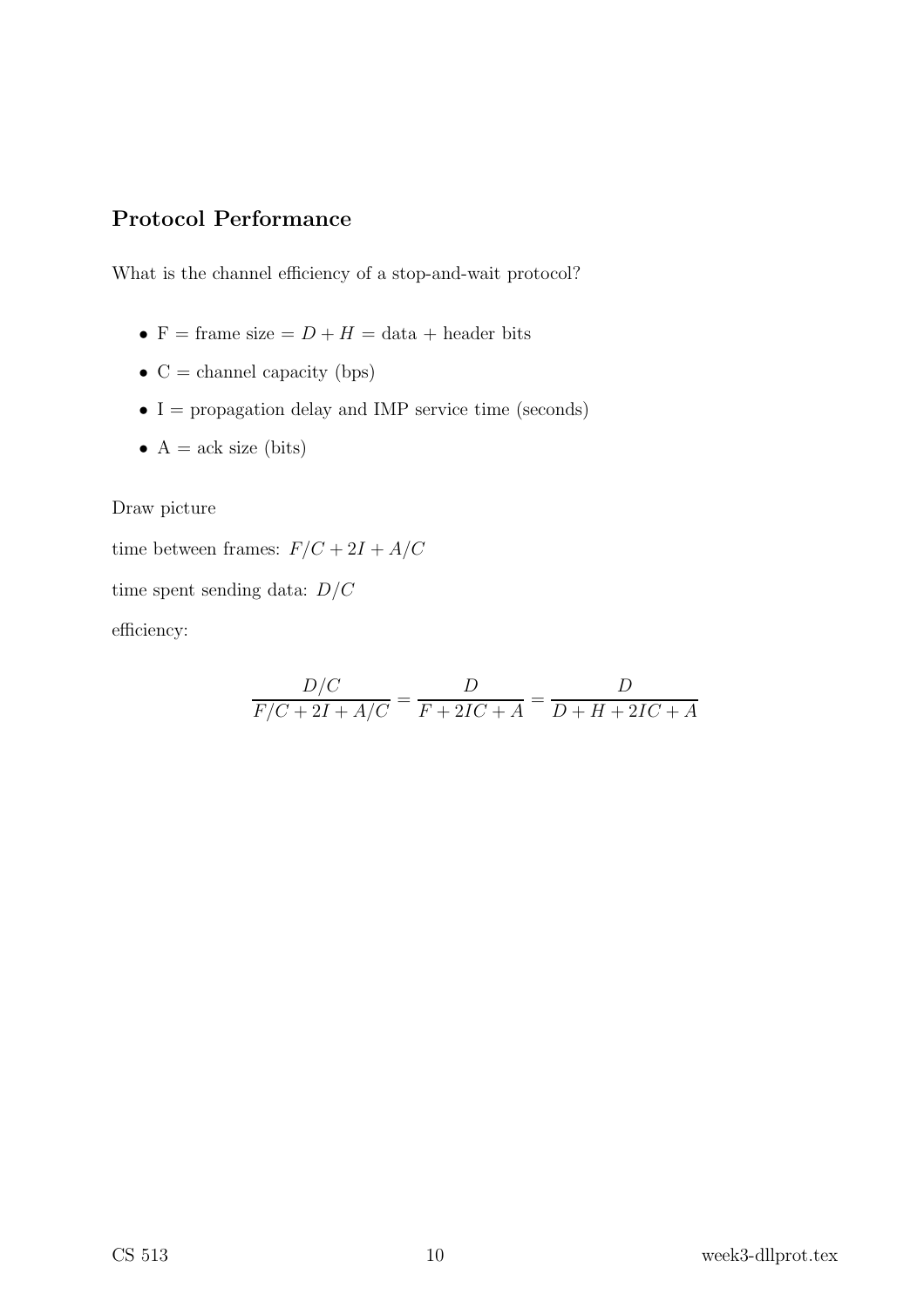## Protocol Performance

What is the channel efficiency of a stop-and-wait protocol?

- F = frame size = $D + H$ = data + header bits
- C = channel capacity (bps)
- I = propagation delay and IMP service time (seconds)
- A = ack size (bits)

Draw picture

time between frames: $F/C + 2I + A/C$

time spent sending data: $D/C$

efficiency:

$$\frac{D/C}{F/C + 2I + A/C} = \frac{D}{F + 2IC + A} = \frac{D}{D + H + 2IC + A}$$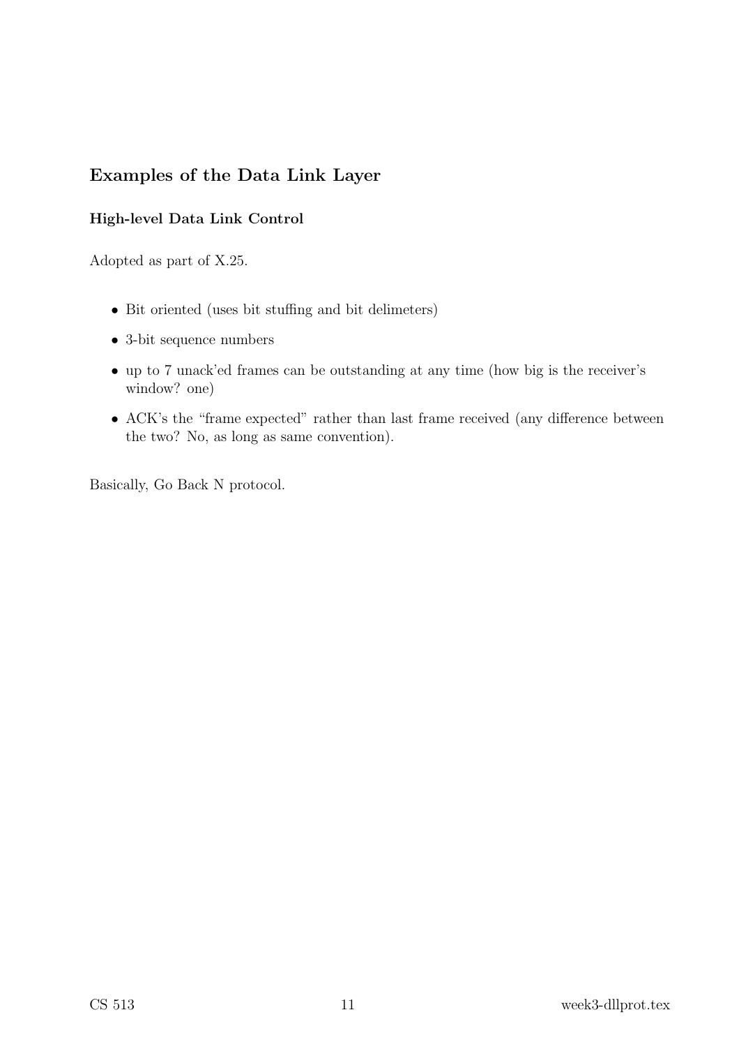## Examples of the Data Link Layer

### High-level Data Link Control

Adopted as part of X.25.

- Bit oriented (uses bit stuffing and bit delimeters)
- 3-bit sequence numbers
- up to 7 unack'ed frames can be outstanding at any time (how big is the receiver's window? one)
- ACK's the "frame expected" rather than last frame received (any difference between the two? No, as long as same convention).

Basically, Go Back N protocol.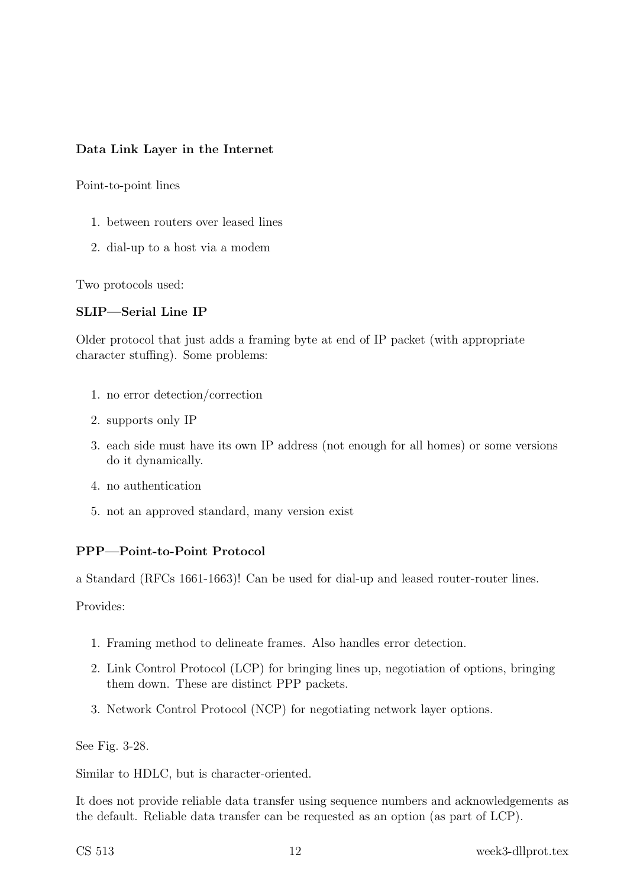### Data Link Layer in the Internet

Point-to-point lines

1. between routers over leased lines
2. dial-up to a host via a modem

Two protocols used:

#### SLIP—Serial Line IP

Older protocol that just adds a framing byte at end of IP packet (with appropriate character stuffing). Some problems:

1. no error detection/correction
2. supports only IP
3. each side must have its own IP address (not enough for all homes) or some versions do it dynamically.
4. no authentication
5. not an approved standard, many version exist

#### PPP—Point-to-Point Protocol

a Standard (RFCs 1661-1663)! Can be used for dial-up and leased router-router lines.

Provides:

1. Framing method to delineate frames. Also handles error detection.
2. Link Control Protocol (LCP) for bringing lines up, negotiation of options, bringing them down. These are distinct PPP packets.
3. Network Control Protocol (NCP) for negotiating network layer options.

See Fig. 3-28.

Similar to HDLC, but is character-oriented.

It does not provide reliable data transfer using sequence numbers and acknowledgements as the default. Reliable data transfer can be requested as an option (as part of LCP).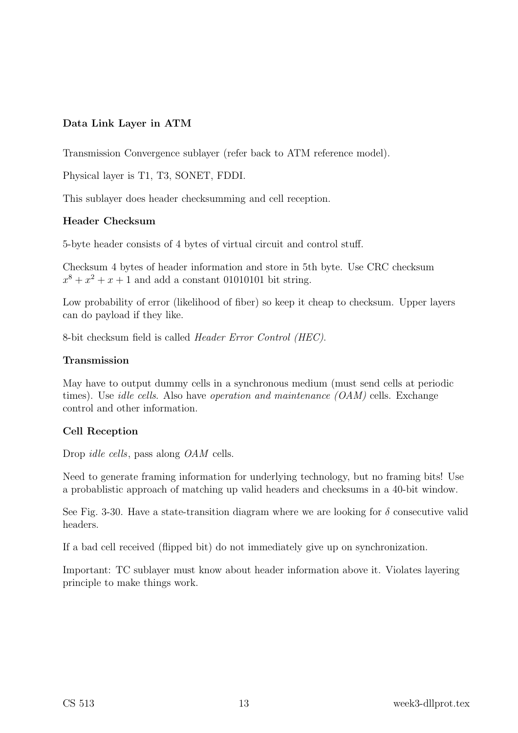### Data Link Layer in ATM

Transmission Convergence sublayer (refer back to ATM reference model).

Physical layer is T1, T3, SONET, FDDI.

This sublayer does header checksumming and cell reception.

### Header Checksum

5-byte header consists of 4 bytes of virtual circuit and control stuff.

Checksum 4 bytes of header information and store in 5th byte. Use CRC checksum $x^8 + x^2 + x + 1$ and add a constant 01010101 bit string.

Low probability of error (likelihood of fiber) so keep it cheap to checksum. Upper layers can do payload if they like.

8-bit checksum field is called *Header Error Control (HEC)*.

### Transmission

May have to output dummy cells in a synchronous medium (must send cells at periodic times). Use *idle cells*. Also have *operation and maintenance (OAM)* cells. Exchange control and other information.

### Cell Reception

Drop *idle cells*, pass along *OAM* cells.

Need to generate framing information for underlying technology, but no framing bits! Use a probablistic approach of matching up valid headers and checksums in a 40-bit window.

See Fig. 3-30. Have a state-transition diagram where we are looking for $\delta$ consecutive valid headers.

If a bad cell received (flipped bit) do not immediately give up on synchronization.

Important: TC sublayer must know about header information above it. Violates layering principle to make things work.